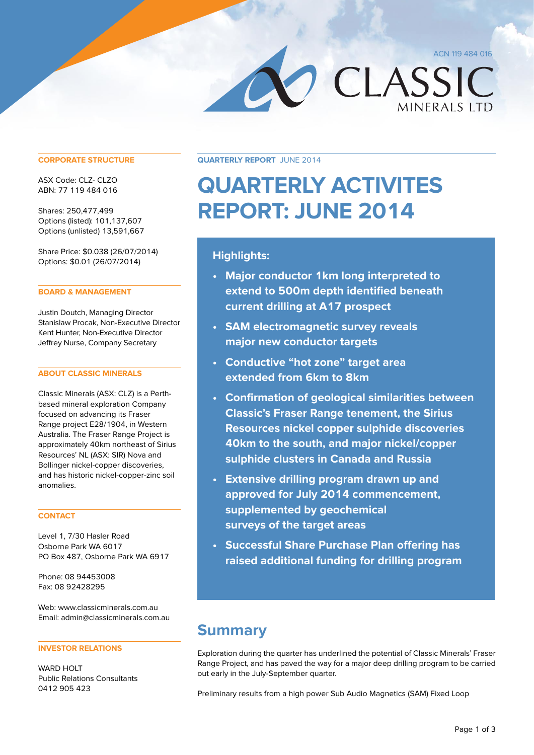ACN 119 484 016

# CLASSIC MINERALS LTD

## CORPORATE STRUCTURE

ASX Code: CLZ- CLZO
ABN: 77 119 484 016

Shares: 250,477,499
Options (listed): 101,137,607
Options (unlisted) 13,591,667

Share Price: $0.038 (26/07/2014)
Options: $0.01 (26/07/2014)

## BOARD & MANAGEMENT

Justin Doutch, Managing Director
Stanislaw Procak, Non-Executive Director
Kent Hunter, Non-Executive Director
Jeffrey Nurse, Company Secretary

## ABOUT CLASSIC MINERALS

Classic Minerals (ASX: CLZ) is a Perth-based mineral exploration Company focused on advancing its Fraser Range project E28/1904, in Western Australia. The Fraser Range Project is approximately 40km northeast of Sirius Resources' NL (ASX: SIR) Nova and Bollinger nickel-copper discoveries, and has historic nickel-copper-zinc soil anomalies.

## CONTACT

Level 1, 7/30 Hasler Road
Osborne Park WA 6017
PO Box 487, Osborne Park WA 6917

Phone: 08 94453008
Fax: 08 92428295

Web: www.classicminerals.com.au
Email: admin@classicminerals.com.au

## INVESTOR RELATIONS

WARD HOLT
Public Relations Consultants
0412 905 423

**QUARTERLY REPORT** JUNE 2014

# QUARTERLY ACTIVITES REPORT: JUNE 2014

### Highlights:

- **Major conductor 1km long interpreted to extend to 500m depth identified beneath current drilling at A17 prospect**
- **SAM electromagnetic survey reveals major new conductor targets**
- **Conductive "hot zone" target area extended from 6km to 8km**
- **Confirmation of geological similarities between Classic's Fraser Range tenement, the Sirius Resources nickel copper sulphide discoveries 40km to the south, and major nickel/copper sulphide clusters in Canada and Russia**
- **Extensive drilling program drawn up and approved for July 2014 commencement, supplemented by geochemical surveys of the target areas**
- **Successful Share Purchase Plan offering has raised additional funding for drilling program**

## Summary

Exploration during the quarter has underlined the potential of Classic Minerals' Fraser Range Project, and has paved the way for a major deep drilling program to be carried out early in the July-September quarter.

Preliminary results from a high power Sub Audio Magnetics (SAM) Fixed Loop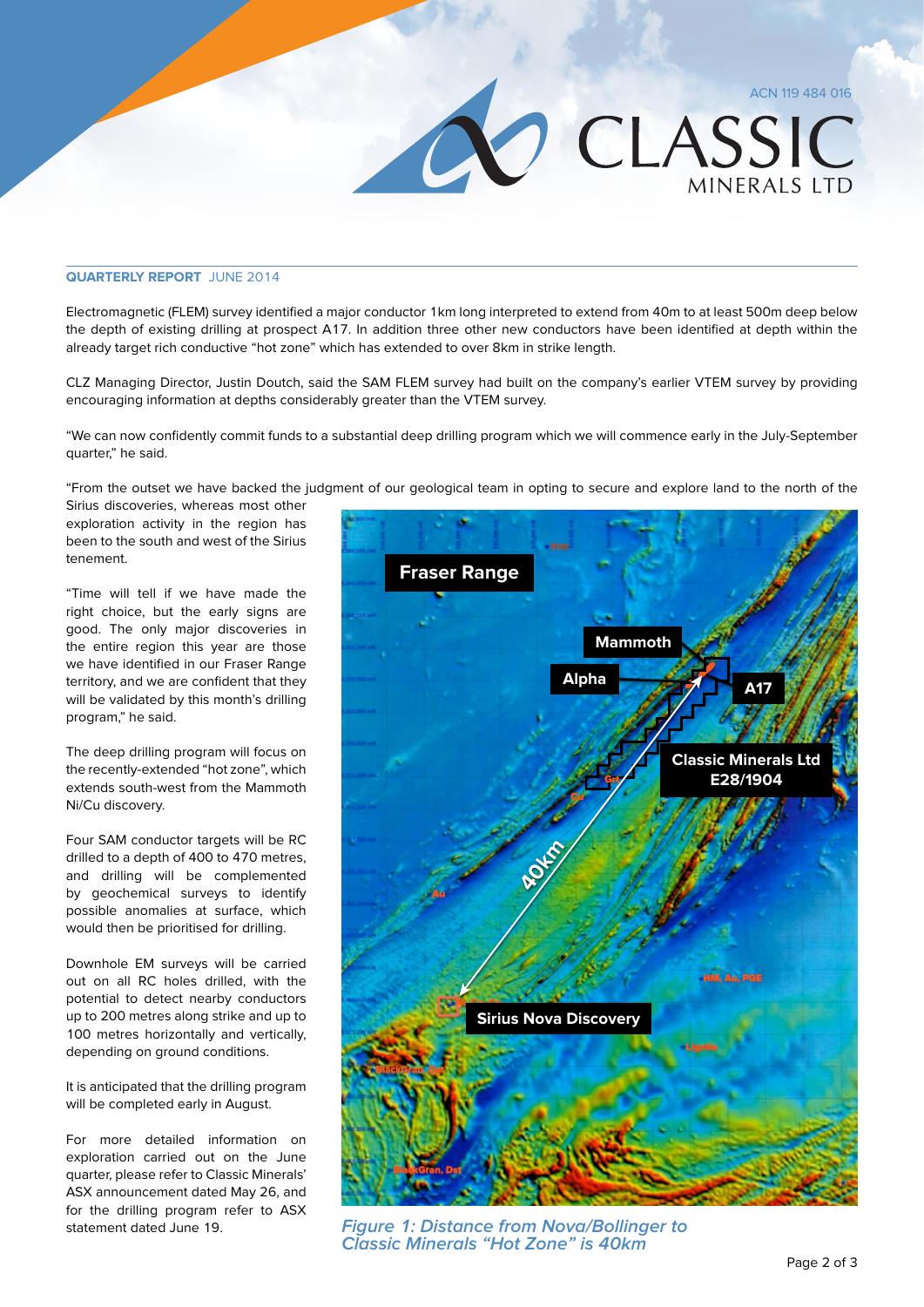**QUARTERLY REPORT** JUNE 2014

Electromagnetic (FLEM) survey identified a major conductor 1km long interpreted to extend from 40m to at least 500m deep below the depth of existing drilling at prospect A17. In addition three other new conductors have been identified at depth within the already target rich conductive "hot zone" which has extended to over 8km in strike length.

CLZ Managing Director, Justin Doutch, said the SAM FLEM survey had built on the company's earlier VTEM survey by providing encouraging information at depths considerably greater than the VTEM survey.

"We can now confidently commit funds to a substantial deep drilling program which we will commence early in the July-September quarter," he said.

"From the outset we have backed the judgment of our geological team in opting to secure and explore land to the north of the Sirius discoveries, whereas most other exploration activity in the region has been to the south and west of the Sirius tenement.

"Time will tell if we have made the right choice, but the early signs are good. The only major discoveries in the entire region this year are those we have identified in our Fraser Range territory, and we are confident that they will be validated by this month's drilling program," he said.

The deep drilling program will focus on the recently-extended "hot zone", which extends south-west from the Mammoth Ni/Cu discovery.

Four SAM conductor targets will be RC drilled to a depth of 400 to 470 metres, and drilling will be complemented by geochemical surveys to identify possible anomalies at surface, which would then be prioritised for drilling.

Downhole EM surveys will be carried out on all RC holes drilled, with the potential to detect nearby conductors up to 200 metres along strike and up to 100 metres horizontally and vertically, depending on ground conditions.

It is anticipated that the drilling program will be completed early in August.

For more detailed information on exploration carried out on the June quarter, please refer to Classic Minerals' ASX announcement dated May 26, and for the drilling program refer to ASX statement dated June 19.

*Figure 1: Distance from Nova/Bollinger to Classic Minerals "Hot Zone" is 40km*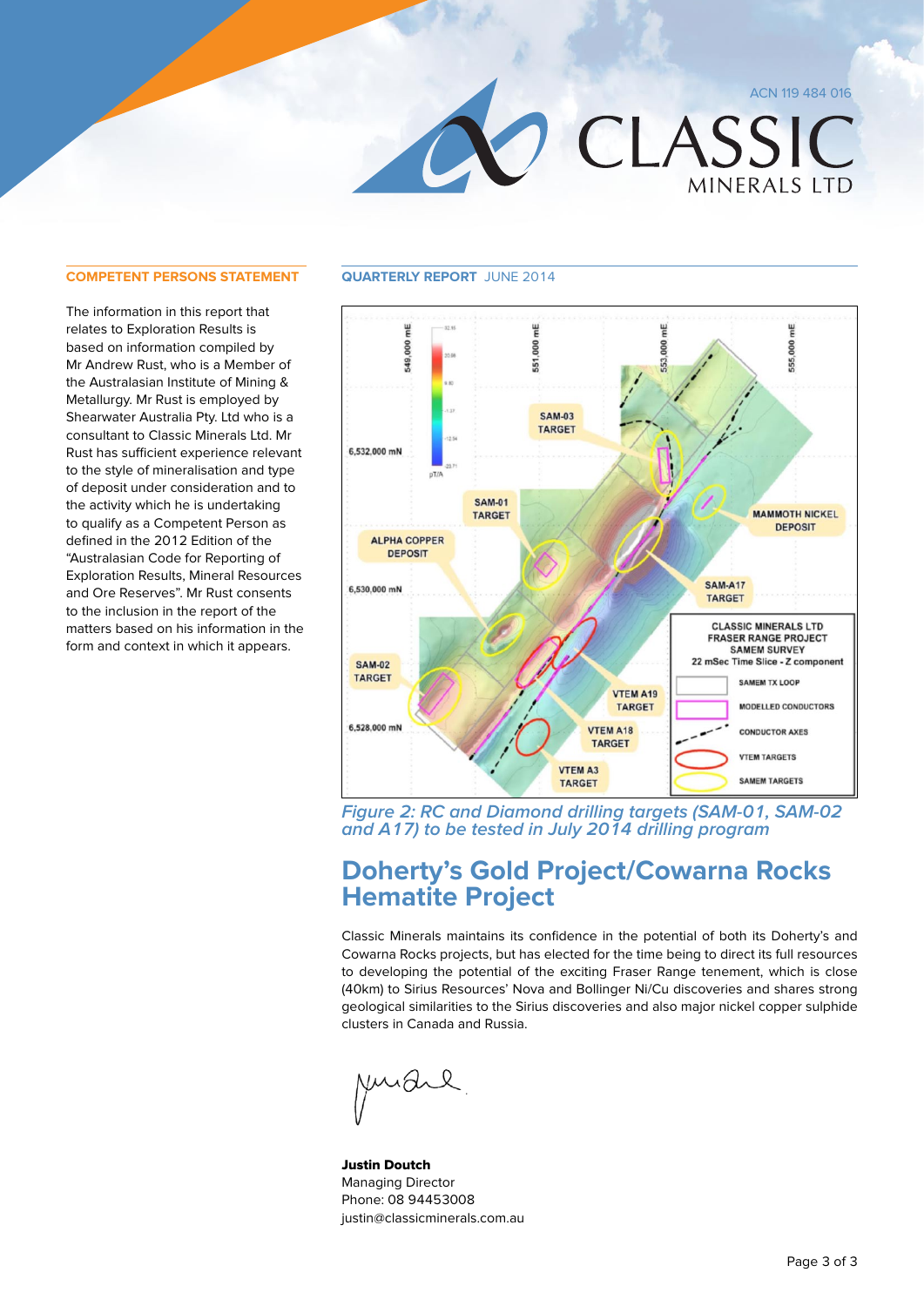ACN 119 484 016

CLASSIC MINERALS LTD

**COMPETENT PERSONS STATEMENT**

The information in this report that relates to Exploration Results is based on information compiled by Mr Andrew Rust, who is a Member of the Australasian Institute of Mining & Metallurgy. Mr Rust is employed by Shearwater Australia Pty. Ltd who is a consultant to Classic Minerals Ltd. Mr Rust has sufficient experience relevant to the style of mineralisation and type of deposit under consideration and to the activity which he is undertaking to qualify as a Competent Person as defined in the 2012 Edition of the "Australasian Code for Reporting of Exploration Results, Mineral Resources and Ore Reserves". Mr Rust consents to the inclusion in the report of the matters based on his information in the form and context in which it appears.

**QUARTERLY REPORT** JUNE 2014

549,000 mE
551,000 mE
553,000 mE
555,000 mE
6,532,000 mN
6,530,000 mN
6,528,000 mN
pT/A
SAM-03 TARGET
SAM-01 TARGET
ALPHA COPPER DEPOSIT
MAMMOTH NICKEL DEPOSIT
SAM-A17 TARGET
SAM-02 TARGET
VTEM A19 TARGET
VTEM A18 TARGET
VTEM A3 TARGET
CLASSIC MINERALS LTD
FRASER RANGE PROJECT
SAMEM SURVEY
22 mSec Time Slice - Z component
SAMEM TX LOOP
MODELLED CONDUCTORS
CONDUCTOR AXES
VTEM TARGETS
SAMEM TARGETS

*Figure 2: RC and Diamond drilling targets (SAM-01, SAM-02 and A17) to be tested in July 2014 drilling program*

## Doherty's Gold Project/Cowarna Rocks Hematite Project

Classic Minerals maintains its confidence in the potential of both its Doherty's and Cowarna Rocks projects, but has elected for the time being to direct its full resources to developing the potential of the exciting Fraser Range tenement, which is close (40km) to Sirius Resources' Nova and Bollinger Ni/Cu discoveries and shares strong geological similarities to the Sirius discoveries and also major nickel copper sulphide clusters in Canada and Russia.

**Justin Doutch**
Managing Director
Phone: 08 94453008
justin@classicminerals.com.au